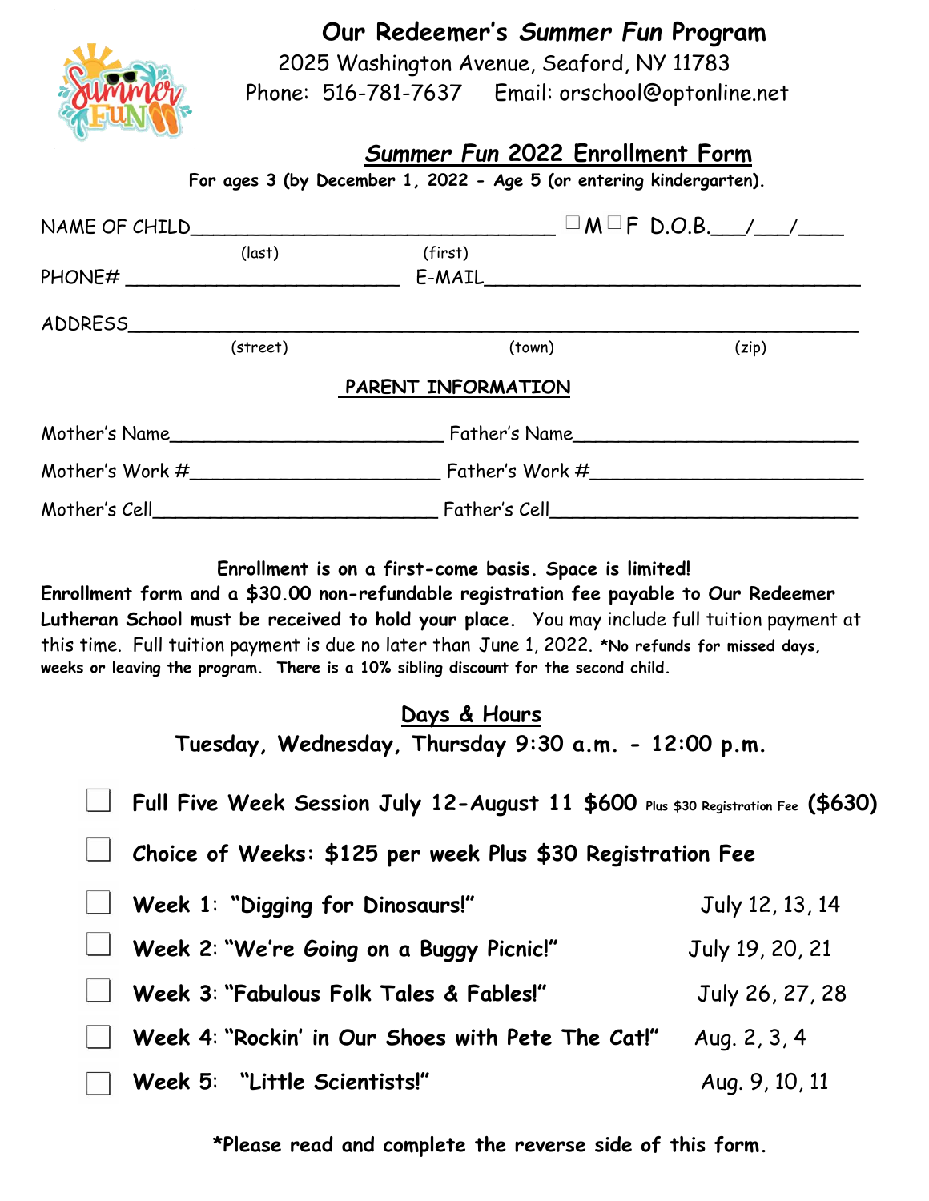# Our Redeemer's *Summer Fun* Program

2025 Washington Avenue, Seaford, NY 11783

Phone: 516-781-7637 Email: orschool@optonline.net

## *Summer Fun* 2022 Enrollment Form

**For ages 3 (by December 1, 2022 - Age 5 (or entering kindergarten).**

NAME OF CHILD________________________________ ☐M ☐F D.O.B.___/___/____
(last) (first)

PHONE# ________________________ E-MAIL__________________________________

ADDRESS__________________________________________________________________
(street) (town) (zip)

### PARENT INFORMATION

Mother's Name________________________ Father's Name_________________________

Mother's Work #______________________ Father's Work #________________________

Mother's Cell_________________________ Father's Cell___________________________

**Enrollment is on a first-come basis. Space is limited!**

**Enrollment form and a $30.00 non-refundable registration fee payable to Our Redeemer Lutheran School must be received to hold your place.** You may include full tuition payment at this time. Full tuition payment is due no later than June 1, 2022. **\*No refunds for missed days, weeks or leaving the program. There is a 10% sibling discount for the second child.**

### Days & Hours

**Tuesday, Wednesday, Thursday 9:30 a.m. - 12:00 p.m.**

- ☐ **Full Five Week Session July 12-August 11 $600** Plus $30 Registration Fee **($630)**
- ☐ **Choice of Weeks: $125 per week Plus $30 Registration Fee**
- ☐ **Week 1: "Digging for Dinosaurs!"** July 12, 13, 14
- ☐ **Week 2: "We're Going on a Buggy Picnic!"** July 19, 20, 21
- ☐ **Week 3: "Fabulous Folk Tales & Fables!"** July 26, 27, 28
- ☐ **Week 4: "Rockin' in Our Shoes with Pete The Cat!"** Aug. 2, 3, 4
- ☐ **Week 5: "Little Scientists!"** Aug. 9, 10, 11

**\*Please read and complete the reverse side of this form.**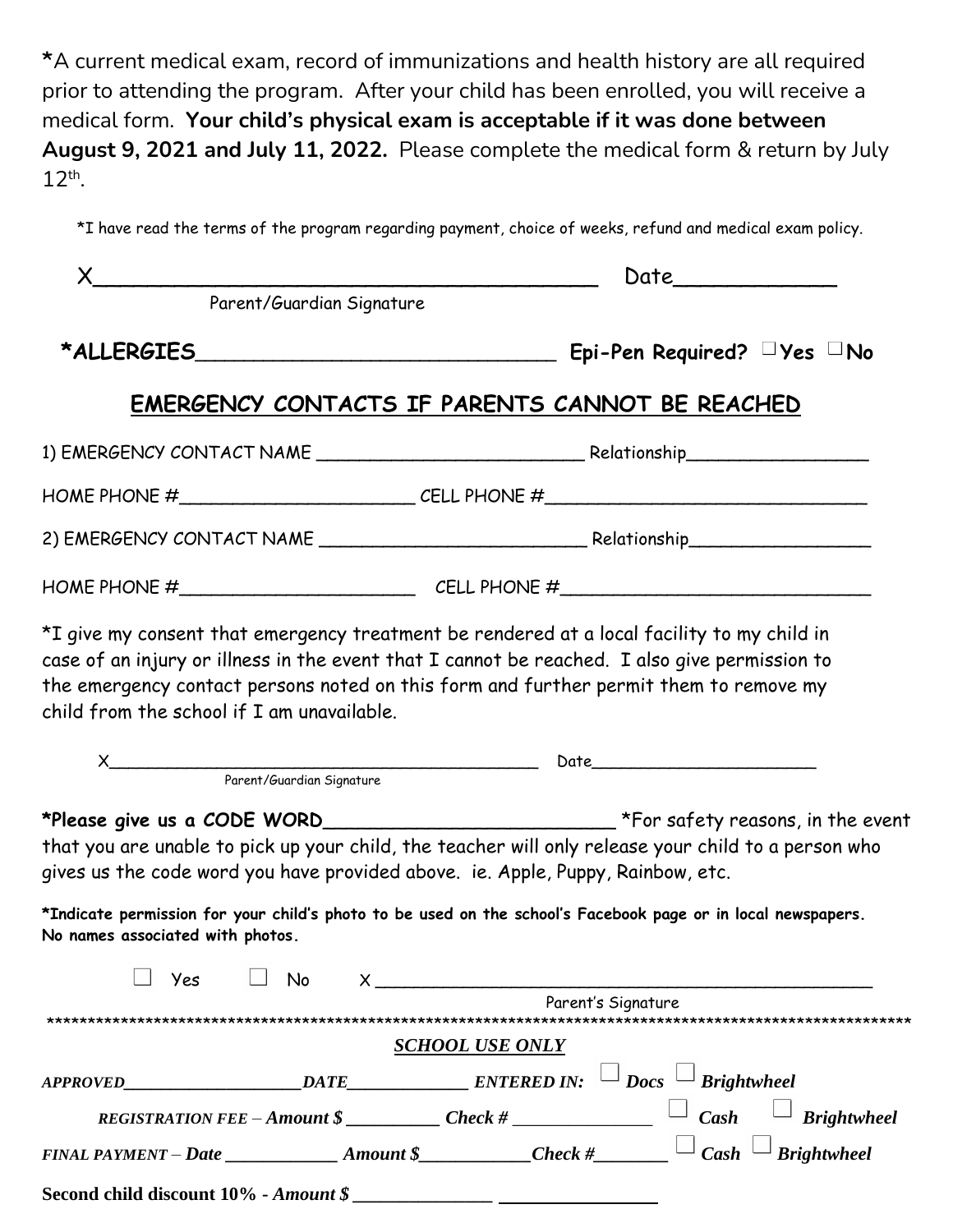*A current medical exam, record of immunizations and health history are all required prior to attending the program. After your child has been enrolled, you will receive a medical form. **Your child's physical exam is acceptable if it was done between August 9, 2021 and July 11, 2022.** Please complete the medical form & return by July 12th.

*I have read the terms of the program regarding payment, choice of weeks, refund and medical exam policy.

X_______________________________________ Date____________

Parent/Guardian Signature

**\*ALLERGIES_____________________________ Epi-Pen Required? ☐ Yes ☐ No**

## EMERGENCY CONTACTS IF PARENTS CANNOT BE REACHED

1) EMERGENCY CONTACT NAME ________________________ Relationship________________

HOME PHONE #_____________________ CELL PHONE #___________________________

2) EMERGENCY CONTACT NAME ________________________ Relationship________________

HOME PHONE #_____________________ CELL PHONE #___________________________

*I give my consent that emergency treatment be rendered at a local facility to my child in case of an injury or illness in the event that I cannot be reached. I also give permission to the emergency contact persons noted on this form and further permit them to remove my child from the school if I am unavailable.

X_______________________________________ Date_____________________

Parent/Guardian Signature

**\*Please give us a CODE WORD________________________** *For safety reasons, in the event that you are unable to pick up your child, the teacher will only release your child to a person who gives us the code word you have provided above. ie. Apple, Puppy, Rainbow, etc.

**\*Indicate permission for your child's photo to be used on the school's Facebook page or in local newspapers. No names associated with photos.**

☐ Yes ☐ No X ___________________________________________

Parent's Signature

*****************************************************************************************************

***SCHOOL USE ONLY***

***APPROVED*__________________*DATE*_____________ *ENTERED IN:* ☐ *Docs* ☐ *Brightwheel***

***REGISTRATION FEE – Amount $* __________ *Check #* _______________ ☐ *Cash* ☐ *Brightwheel***

***FINAL PAYMENT – Date* ____________ *Amount $*____________*Check #*________ ☐ *Cash* ☐ *Brightwheel***

**Second child discount 10% - *Amount $* ______________ ________________**